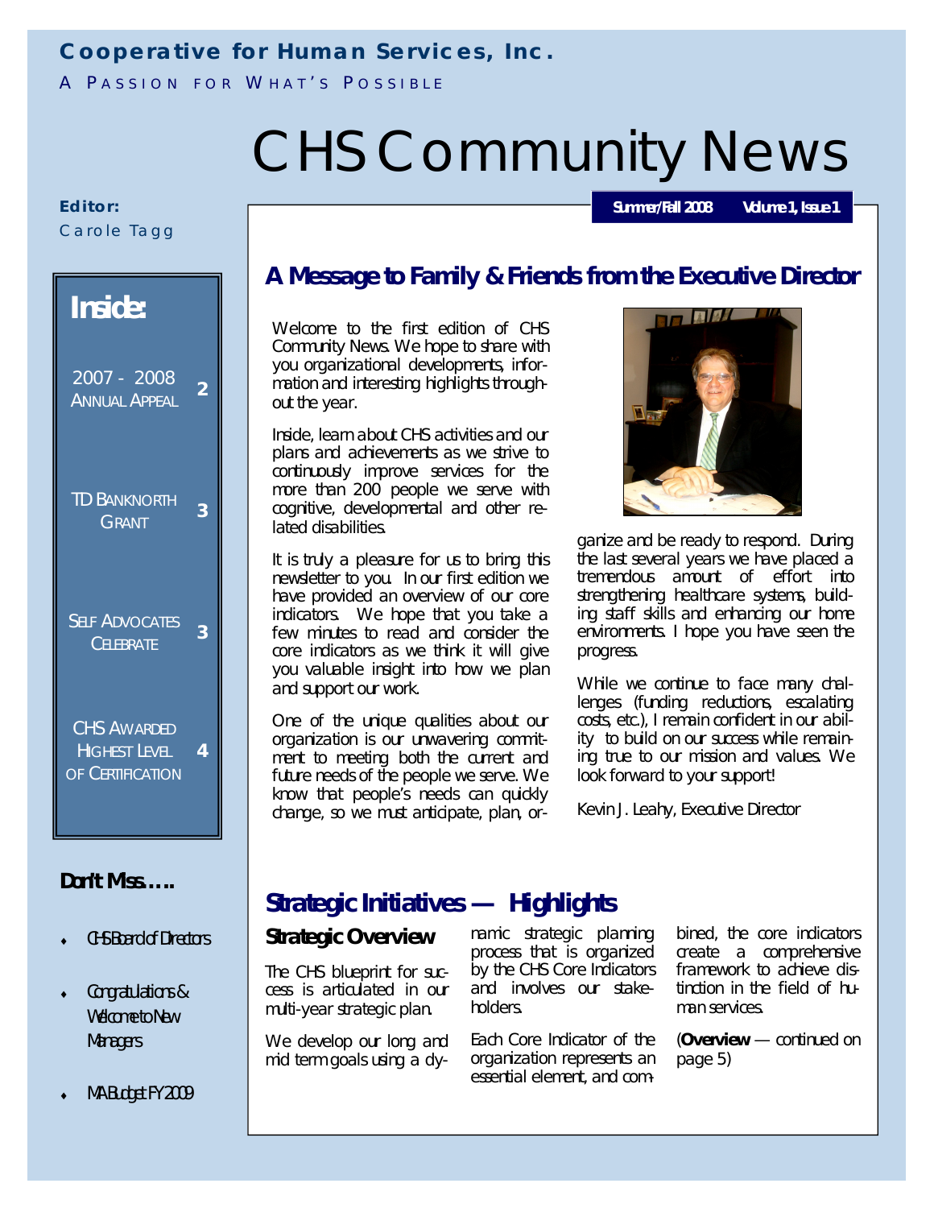**Cooperative for Human Services, Inc.**

A PASSION FOR WHAT'S POSSIBLE

# CHS Community News

**Editor:** Carole Tagg

**Summer/Fall 2008 — Volume 1, Issue 1**

**Inside:**

- 2007 - 2008 Annual Appeal — 2
- TD Banknorth Grant — 3
- Self Advocates Celebrate — 3
- CHS Awarded Highest Level of Certification — 4

**Don't Miss…..**

- CHS Board of Directors
- Congratulations & Welcome to New Managers
- MA Budget FY 2009

## A Message to Family & Friends from the Executive Director

Welcome to the first edition of CHS Community News. We hope to share with you organizational developments, information and interesting highlights throughout the year.

Inside, learn about CHS activities and our plans and achievements as we strive to continuously improve services for the more than 200 people we serve with cognitive, developmental and other related disabilities.

It is truly a pleasure for us to bring this newsletter to you. In our first edition we have provided an overview of our core indicators. We hope that you take a few minutes to read and consider the core indicators as we think it will give you valuable insight into how we plan and support our work.

One of the unique qualities about our organization is our unwavering commitment to meeting both the current and future needs of the people we serve. We know that people's needs can quickly change, so we must anticipate, plan, organize and be ready to respond. During the last several years we have placed a tremendous amount of effort into strengthening healthcare systems, building staff skills and enhancing our home environments. I hope you have seen the progress.

While we continue to face many challenges (funding reductions, escalating costs, etc.), I remain confident in our ability to build on our success while remaining true to our mission and values. We look forward to your support!

Kevin J. Leahy, Executive Director

## Strategic Initiatives — Highlights

### Strategic Overview

The CHS blueprint for success is articulated in our multi-year strategic plan.

We develop our long and mid term goals using a dynamic strategic planning process that is organized by the CHS Core Indicators and involves our stakeholders.

Each Core Indicator of the organization represents an essential element, and combined, the core indicators create a comprehensive framework to achieve distinction in the field of human services.

(**Overview** — continued on page 5)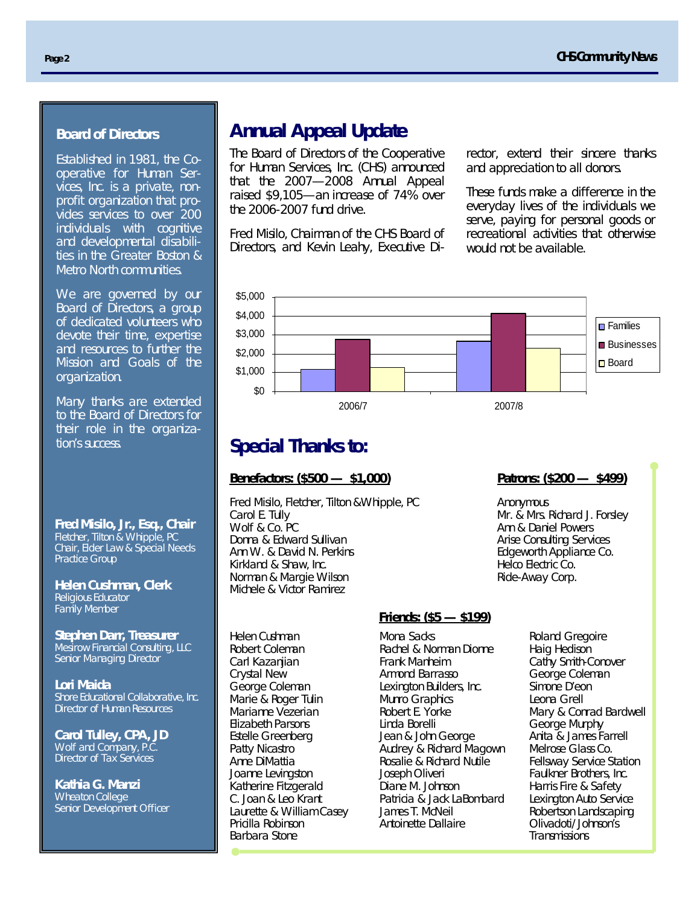## Board of Directors

Established in 1981, the Cooperative for Human Services, Inc. is a private, non-profit organization that provides services to over 200 individuals with cognitive and developmental disabilities in the Greater Boston & Metro North communities.

We are governed by our Board of Directors, a group of dedicated volunteers who devote their time, expertise and resources to further the Mission and Goals of the organization.

Many thanks are extended to the Board of Directors for their role in the organization's success.

**Fred Misilo, Jr., Esq., Chair**
Fletcher, Tilton & Whipple, PC
Chair, Elder Law & Special Needs Practice Group

**Helen Cushman, Clerk**
Religious Educator
Family Member

**Stephen Darr, Treasurer**
Mesirow Financial Consulting, LLC
Senior Managing Director

**Lori Maida**
Shore Educational Collaborative, Inc.
Director of Human Resources

**Carol Tulley, CPA, JD**
Wolf and Company, P.C.
Director of Tax Services

**Kathia G. Manzi**
Wheaton College
Senior Development Officer

# Annual Appeal Update

The Board of Directors of the Cooperative for Human Services, Inc. (CHS) announced that the 2007—2008 Annual Appeal raised $9,105—an increase of 74% over the 2006-2007 fund drive.

Fred Misilo, Chairman of the CHS Board of Directors, and Kevin Leahy, Executive Director, extend their sincere thanks and appreciation to all donors.

These funds make a difference in the everyday lives of the individuals we serve, paying for personal goods or recreational activities that otherwise would not be available.

| | Families | Businesses | Board |
|---|---|---|---|
| 2006/7 | ~$1,150 | ~$2,750 | ~$1,250 |
| 2007/8 | ~$2,650 | ~$4,100 | ~$2,300 |

# Special Thanks to:

**Benefactors: ($500 — $1,000)**

Fred Misilo, Fletcher, Tilton &Whipple, PC
Carol E. Tully
Wolf & Co. PC
Donna & Edward Sullivan
Ann W. & David N. Perkins
Kirkland & Shaw, Inc.
Norman & Margie Wilson
Michele & Victor Ramirez

**Patrons: ($200 — $499)**

Anonymous
Mr. & Mrs. Richard J. Forsley
Ann & Daniel Powers
Arise Consulting Services
Edgeworth Appliance Co.
Helco Electric Co.
Ride-Away Corp.

**Friends: ($5 — $199)**

Helen Cushman
Robert Coleman
Carl Kazanjian
Crystal New
George Coleman
Marie & Roger Tulin
Marianne Vezerian
Elizabeth Parsons
Estelle Greenberg
Patty Nicastro
Anne DiMattia
Joanne Levingston
Katherine Fitzgerald
C. Joan & Leo Krant
Laurette & William Casey
Pricilla Robinson
Barbara Stone
Mona Sacks
Rachel & Norman Dionne
Frank Manheim
Armond Barrasso
Lexington Builders, Inc.
Munro Graphics
Robert E. Yorke
Linda Borelli
Jean & John George
Audrey & Richard Magown
Rosalie & Richard Nutile
Joseph Oliveri
Diane M. Johnson
Patricia & Jack LaBombard
James T. McNeil
Antoinette Dallaire
Roland Gregoire
Haig Hedison
Cathy Smith-Conover
George Coleman
Simone D'eon
Leona Grell
Mary & Conrad Bardwell
George Murphy
Anita & James Farrell
Melrose Glass Co.
Fellsway Service Station
Faulkner Brothers, Inc.
Harris Fire & Safety
Lexington Auto Service
Robertson Landscaping
Olivadoti/Johnson's Transmissions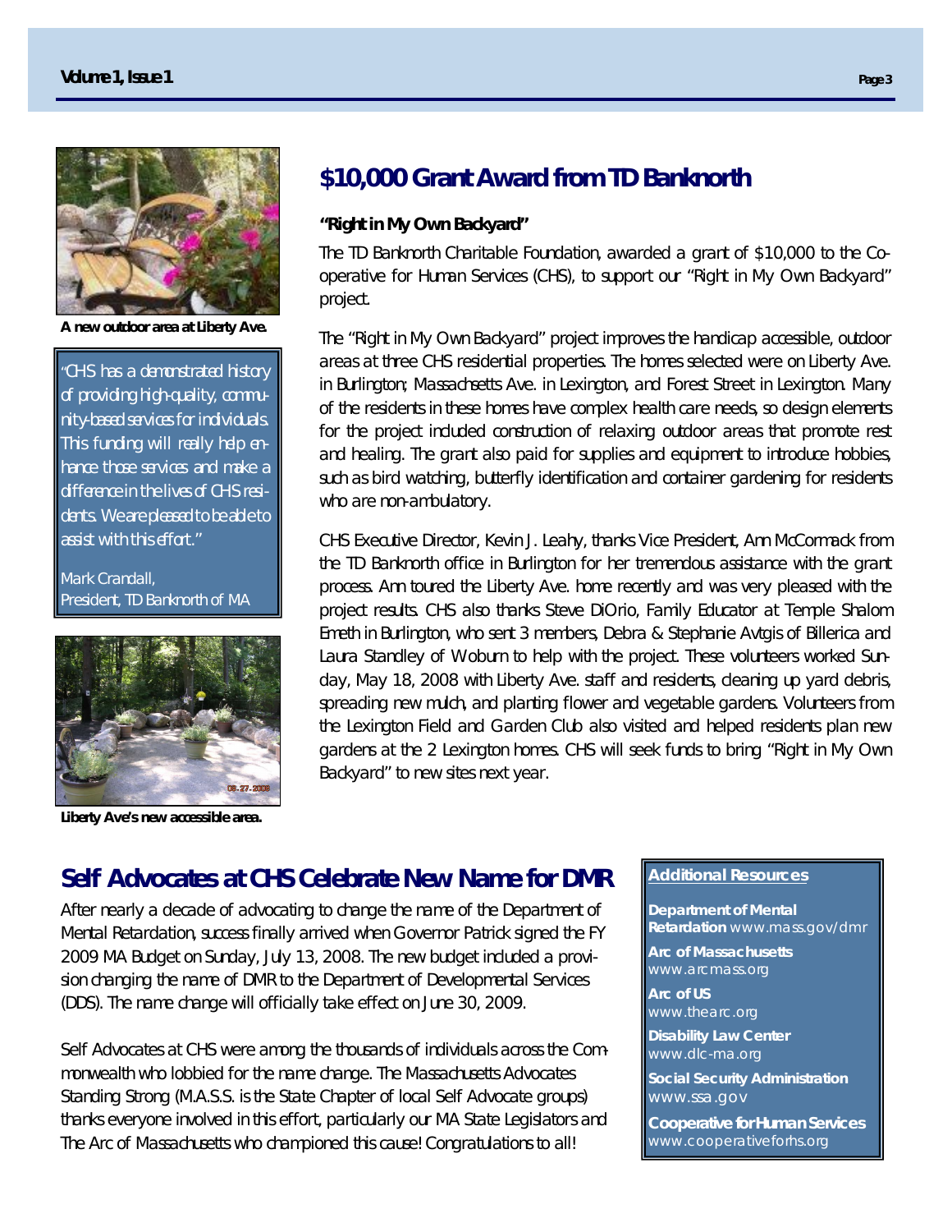## $10,000 Grant Award from TD Banknorth

**"Right in My Own Backyard"**

The TD Banknorth Charitable Foundation, awarded a grant of $10,000 to the Co-operative for Human Services (CHS), to support our "Right in My Own Backyard" project.

The "Right in My Own Backyard" project improves the handicap accessible, outdoor areas at three CHS residential properties. The homes selected were on Liberty Ave. in Burlington; Massachsetts Ave. in Lexington, and Forest Street in Lexington. Many of the residents in these homes have complex health care needs, so design elements for the project included construction of relaxing outdoor areas that promote rest and healing. The grant also paid for supplies and equipment to introduce hobbies, such as bird watching, butterfly identification and container gardening for residents who are non-ambulatory.

CHS Executive Director, Kevin J. Leahy, thanks Vice President, Ann McCormack from the TD Banknorth office in Burlington for her tremendous assistance with the grant process. Ann toured the Liberty Ave. home recently and was very pleased with the project results. CHS also thanks Steve DiOrio, Family Educator at Temple Shalom Emeth in Burlington, who sent 3 members, Debra & Stephanie Avtgis of Billerica and Laura Standley of Woburn to help with the project. These volunteers worked Sunday, May 18, 2008 with Liberty Ave. staff and residents, cleaning up yard debris, spreading new mulch, and planting flower and vegetable gardens. Volunteers from the Lexington Field and Garden Club also visited and helped residents plan new gardens at the 2 Lexington homes. CHS will seek funds to bring "Right in My Own Backyard" to new sites next year.

**A new outdoor area at Liberty Ave.**

*"CHS has a demonstrated history of providing high-quality, community-based services for individuals. This funding will really help enhance those services and make a difference in the lives of CHS residents. We are pleased to be able to assist with this effort."*

Mark Crandall,
President, TD Banknorth of MA

**Liberty Ave's new accessible area.**

## Self Advocates at CHS Celebrate New Name for DMR

After nearly a decade of advocating to change the name of the Department of Mental Retardation, success finally arrived when Governor Patrick signed the FY 2009 MA Budget on Sunday, July 13, 2008. The new budget included a provision changing the name of DMR to the Department of Developmental Services (DDS). The name change will officially take effect on June 30, 2009.

Self Advocates at CHS were among the thousands of individuals across the Commonwealth who lobbied for the name change. The Massachusetts Advocates Standing Strong (M.A.S.S. is the State Chapter of local Self Advocate groups) thanks everyone involved in this effort, particularly our MA State Legislators and The Arc of Massachusetts who championed this cause! Congratulations to all!

### Additional Resources

**Department of Mental Retardation** www.mass.gov/dmr

**Arc of Massachusetts** www.arcmass.org

**Arc of US** www.thearc.org

**Disability Law Center** www.dlc-ma.org

**Social Security Administration** www.ssa.gov

**Cooperative for Human Services** www.cooperativeforhs.org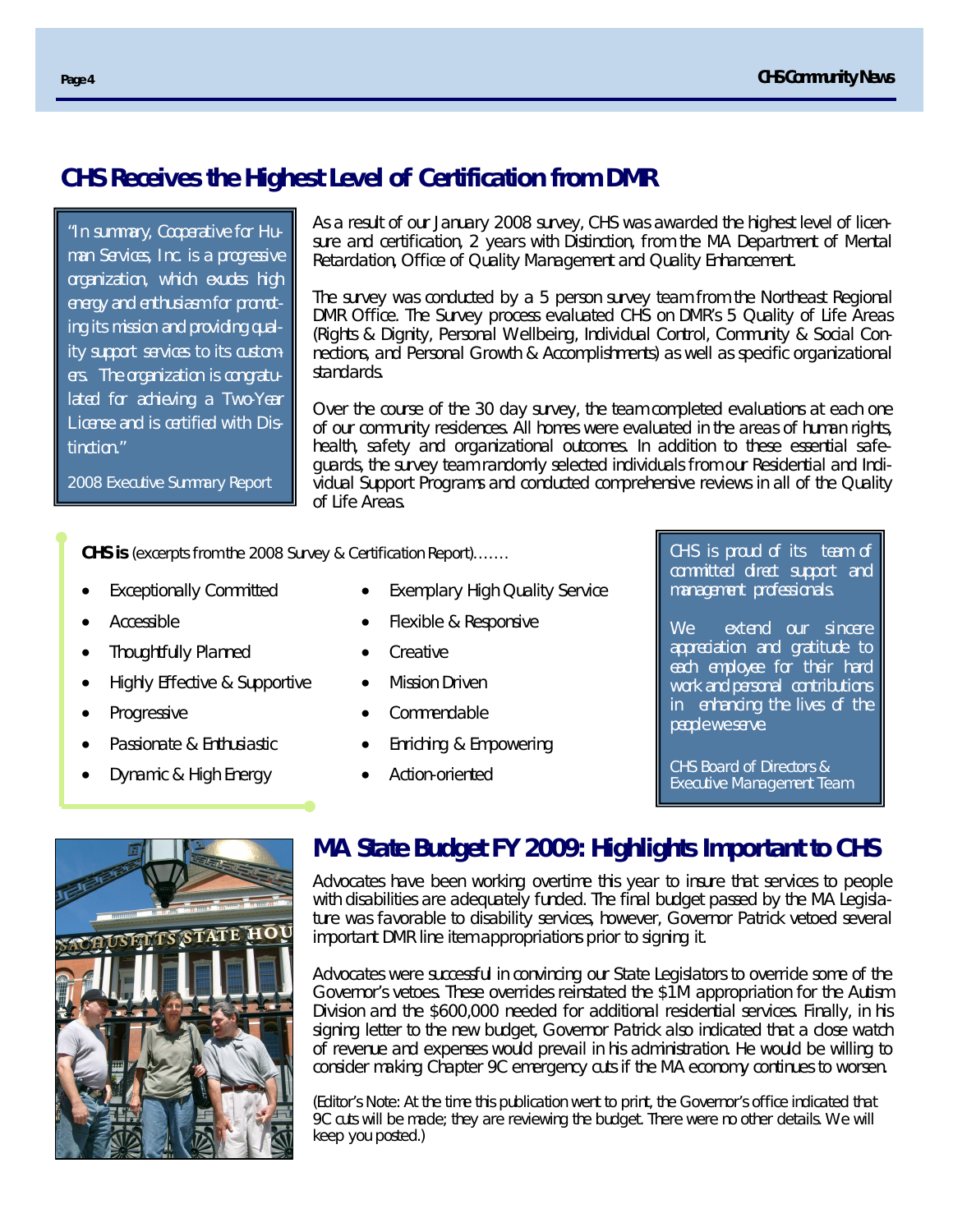## CHS Receives the Highest Level of Certification from DMR

> "In summary, Cooperative for Human Services, Inc. is a progressive organization, which exudes high energy and enthusiasm for promoting its mission and providing quality support services to its customers. The organization is congratulated for achieving a Two-Year License and is certified with Distinction."
>
> 2008 Executive Summary Report

As a result of our January 2008 survey, CHS was awarded the highest level of licensure and certification, 2 years with Distinction, from the MA Department of Mental Retardation, Office of Quality Management and Quality Enhancement.

The survey was conducted by a 5 person survey team from the Northeast Regional DMR Office. The Survey process evaluated CHS on DMR's 5 Quality of Life Areas (Rights & Dignity, Personal Wellbeing, Individual Control, Community & Social Connections, and Personal Growth & Accomplishments) as well as specific organizational standards.

Over the course of the 30 day survey, the team completed evaluations at each one of our community residences. All homes were evaluated in the areas of human rights, health, safety and organizational outcomes. In addition to these essential safeguards, the survey team randomly selected individuals from our Residential and Individual Support Programs and conducted comprehensive reviews in all of the Quality of Life Areas.

**CHS is** (excerpts from the 2008 Survey & Certification Report)…….

- Exceptionally Committed
- Accessible
- Thoughtfully Planned
- Highly Effective & Supportive
- Progressive
- Passionate & Enthusiastic
- Dynamic & High Energy
- Exemplary High Quality Service
- Flexible & Responsive
- Creative
- Mission Driven
- Commendable
- Enriching & Empowering
- Action-oriented

> CHS is proud of its team of committed direct support and management professionals.
>
> We extend our sincere appreciation and gratitude to each employee for their hard work and personal contributions in enhancing the lives of the people we serve.
>
> CHS Board of Directors & Executive Management Team

## MA State Budget FY 2009: Highlights Important to CHS

Advocates have been working overtime this year to insure that services to people with disabilities are adequately funded. The final budget passed by the MA Legislature was favorable to disability services, however, Governor Patrick vetoed several important DMR line item appropriations prior to signing it.

Advocates were successful in convincing our State Legislators to override some of the Governor's vetoes. These overrides reinstated the $1M appropriation for the Autism Division and the $600,000 needed for additional residential services. Finally, in his signing letter to the new budget, Governor Patrick also indicated that a close watch of revenue and expenses would prevail in his administration. He would be willing to consider making Chapter 9C emergency cuts if the MA economy continues to worsen.

(Editor's Note: At the time this publication went to print, the Governor's office indicated that 9C cuts will be made; they are reviewing the budget. There were no other details. We will keep you posted.)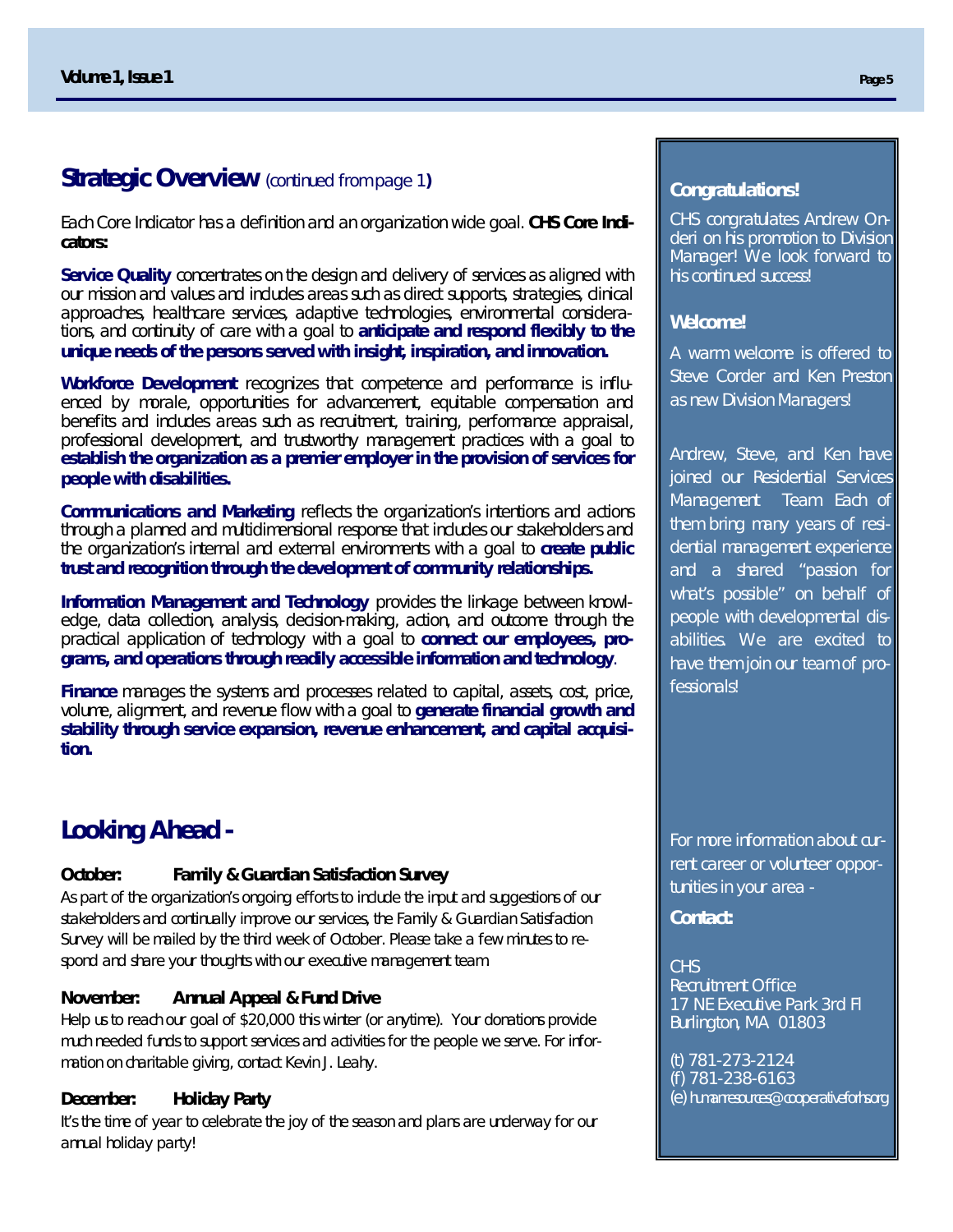## Strategic Overview (continued from page 1)

Each Core Indicator has a definition and an organization wide goal. **CHS Core Indicators:**

**Service Quality** concentrates on the design and delivery of services as aligned with our mission and values and includes areas such as direct supports, strategies, clinical approaches, healthcare services, adaptive technologies, environmental considerations, and continuity of care with a goal to **anticipate and respond flexibly to the unique needs of the persons served with insight, inspiration, and innovation.**

**Workforce Development** recognizes that competence and performance is influenced by morale, opportunities for advancement, equitable compensation and benefits and includes areas such as recruitment, training, performance appraisal, professional development, and trustworthy management practices with a goal to **establish the organization as a premier employer in the provision of services for people with disabilities.**

**Communications and Marketing** reflects the organization's intentions and actions through a planned and multidimensional response that includes our stakeholders and the organization's internal and external environments with a goal to **create public trust and recognition through the development of community relationships.**

**Information Management and Technology** provides the linkage between knowledge, data collection, analysis, decision-making, action, and outcome through the practical application of technology with a goal to **connect our employees, programs, and operations through readily accessible information and technology**.

**Finance** manages the systems and processes related to capital, assets, cost, price, volume, alignment, and revenue flow with a goal to **generate financial growth and stability through service expansion, revenue enhancement, and capital acquisition.**

## Looking Ahead -

**October: Family & Guardian Satisfaction Survey**

As part of the organization's ongoing efforts to include the input and suggestions of our stakeholders and continually improve our services, the Family & Guardian Satisfaction Survey will be mailed by the third week of October. Please take a few minutes to respond and share your thoughts with our executive management team

**November: Annual Appeal & Fund Drive**

Help us to reach our goal of $20,000 this winter (or anytime). Your donations provide much needed funds to support services and activities for the people we serve. For information on charitable giving, contact Kevin J. Leahy.

**December: Holiday Party**

It's the time of year to celebrate the joy of the season and plans are underway for our annual holiday party!

### Congratulations!

CHS congratulates Andrew Onderi on his promotion to Division Manager! We look forward to his continued success!

### Welcome!

A warm welcome is offered to Steve Corder and Ken Preston as new Division Managers!

Andrew, Steve, and Ken have joined our Residential Services Management Team. Each of them bring many years of residential management experience and a shared "passion for what's possible" on behalf of people with developmental disabilities. We are excited to have them join our team of professionals!

For more information about current career or volunteer opportunities in your area -

**Contact:**

CHS
Recruitment Office
17 NE Executive Park 3rd Fl
Burlington, MA 01803

(t) 781-273-2124
(f) 781-238-6163
(e) humanresources@cooperativeforhs.org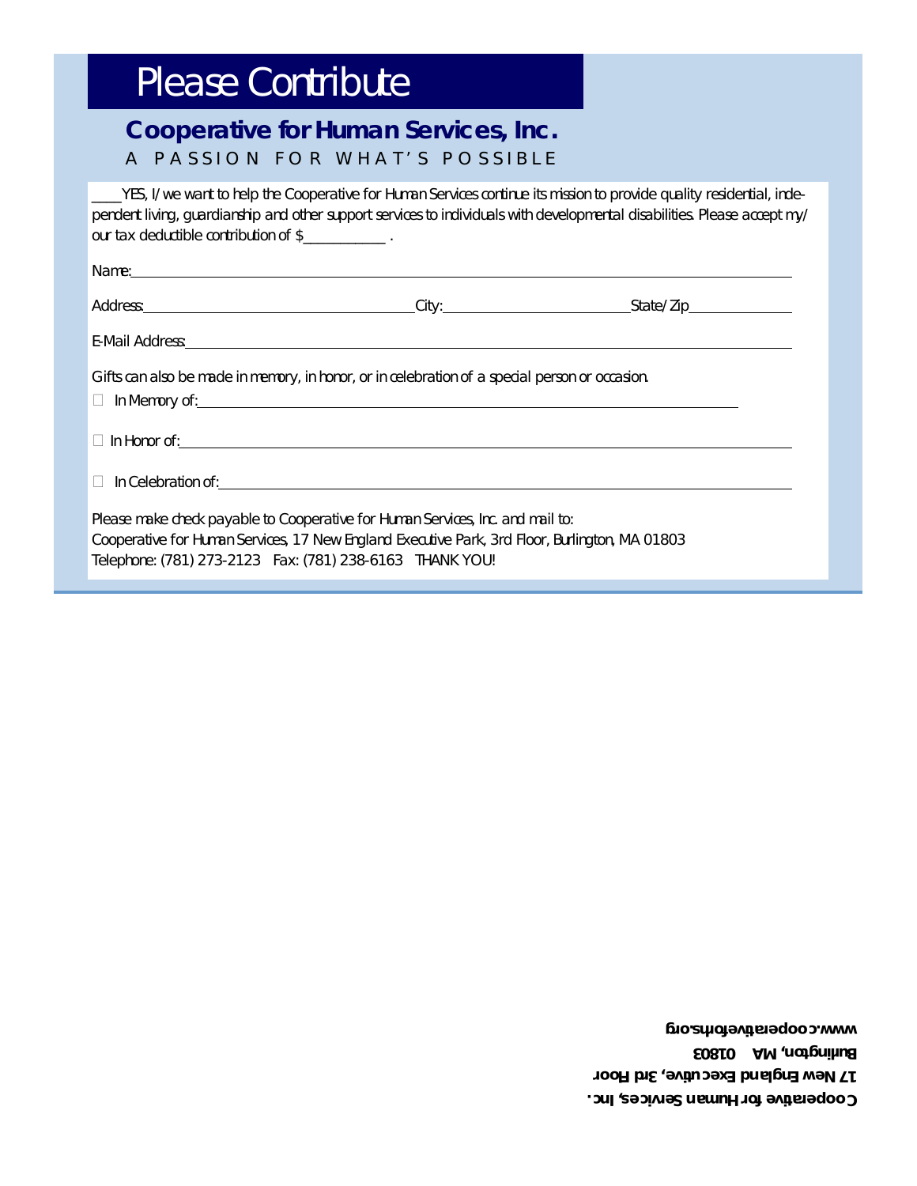# Please Contribute

## Cooperative for Human Services, Inc.

A PASSION FOR WHAT'S POSSIBLE

____YES, I/we want to help the Cooperative for Human Services continue its mission to provide quality residential, independent living, guardianship and other support services to individuals with developmental disabilities. Please accept my/our tax deductible contribution of $___________ .

Name:______________________________________________________________________________

Address:_________________________________City:__________________________State/Zip_____________

E-Mail Address:______________________________________________________________________

Gifts can also be made in memory, in honor, or in celebration of a special person or occasion.

☐ In Memory of:______________________________________________________________________

☐ In Honor of:_______________________________________________________________________

☐ In Celebration of:___________________________________________________________________

Please make check payable to Cooperative for Human Services, Inc. and mail to:
Cooperative for Human Services, 17 New England Executive Park, 3rd Floor, Burlington, MA 01803
Telephone: (781) 273-2123 Fax: (781) 238-6163 THANK YOU!

**Cooperative for Human Services, Inc.**
**17 New England Executive, 3rd Floor**
**Burlington, MA 01803**
**www.cooperativeforhs.org**